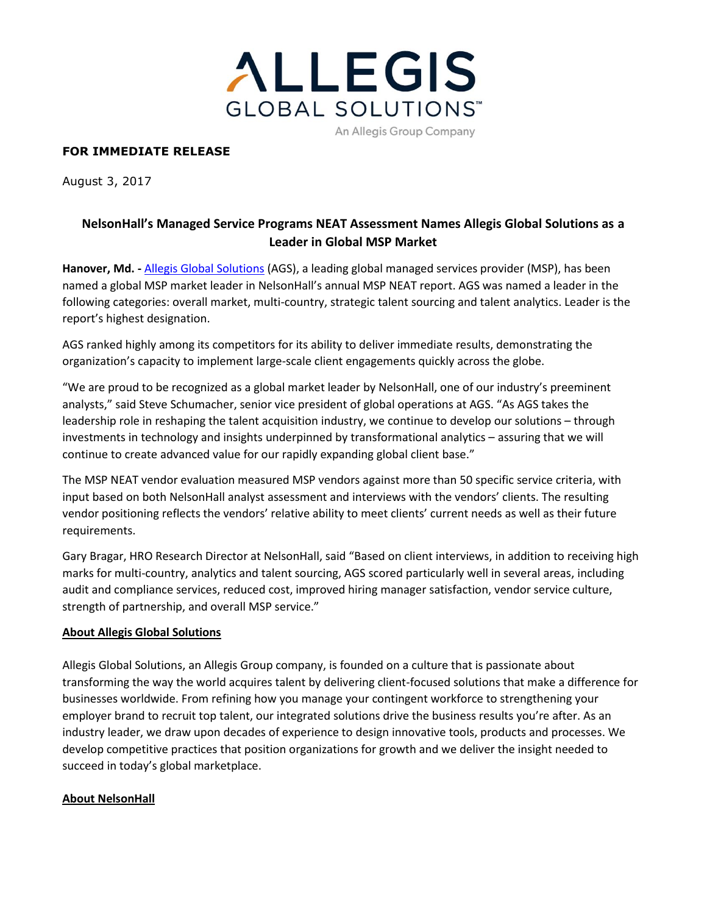ALLEGIS GLOBAL SOLUTIONS™

An Allegis Group Company

**FOR IMMEDIATE RELEASE**

August 3, 2017

## NelsonHall's Managed Service Programs NEAT Assessment Names Allegis Global Solutions as a Leader in Global MSP Market

**Hanover, Md. -** Allegis Global Solutions (AGS), a leading global managed services provider (MSP), has been named a global MSP market leader in NelsonHall's annual MSP NEAT report. AGS was named a leader in the following categories: overall market, multi-country, strategic talent sourcing and talent analytics. Leader is the report's highest designation.

AGS ranked highly among its competitors for its ability to deliver immediate results, demonstrating the organization's capacity to implement large-scale client engagements quickly across the globe.

"We are proud to be recognized as a global market leader by NelsonHall, one of our industry's preeminent analysts," said Steve Schumacher, senior vice president of global operations at AGS. "As AGS takes the leadership role in reshaping the talent acquisition industry, we continue to develop our solutions – through investments in technology and insights underpinned by transformational analytics – assuring that we will continue to create advanced value for our rapidly expanding global client base."

The MSP NEAT vendor evaluation measured MSP vendors against more than 50 specific service criteria, with input based on both NelsonHall analyst assessment and interviews with the vendors' clients. The resulting vendor positioning reflects the vendors' relative ability to meet clients' current needs as well as their future requirements.

Gary Bragar, HRO Research Director at NelsonHall, said "Based on client interviews, in addition to receiving high marks for multi-country, analytics and talent sourcing, AGS scored particularly well in several areas, including audit and compliance services, reduced cost, improved hiring manager satisfaction, vendor service culture, strength of partnership, and overall MSP service."

### About Allegis Global Solutions

Allegis Global Solutions, an Allegis Group company, is founded on a culture that is passionate about transforming the way the world acquires talent by delivering client-focused solutions that make a difference for businesses worldwide. From refining how you manage your contingent workforce to strengthening your employer brand to recruit top talent, our integrated solutions drive the business results you're after. As an industry leader, we draw upon decades of experience to design innovative tools, products and processes. We develop competitive practices that position organizations for growth and we deliver the insight needed to succeed in today's global marketplace.

### About NelsonHall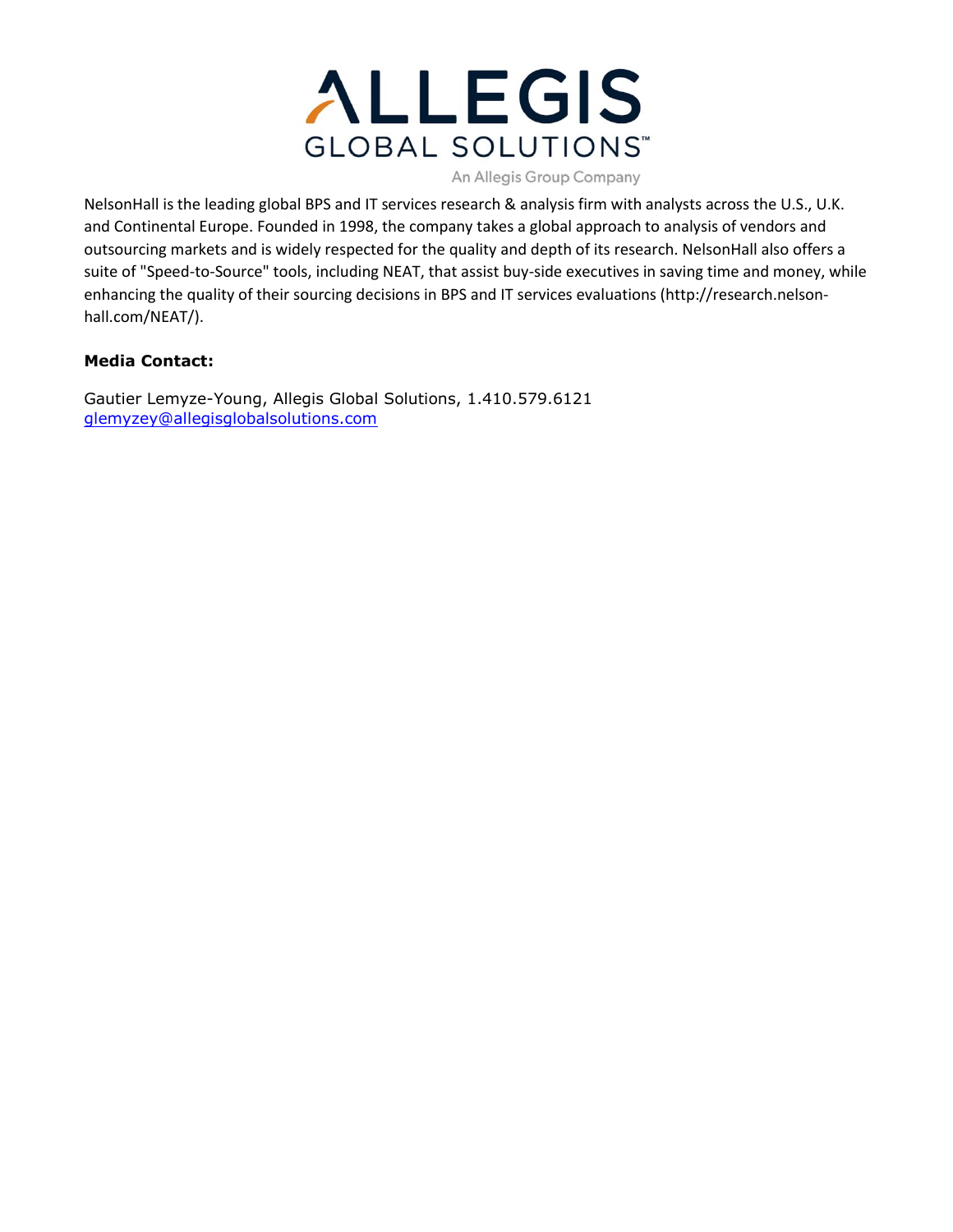NelsonHall is the leading global BPS and IT services research & analysis firm with analysts across the U.S., U.K. and Continental Europe. Founded in 1998, the company takes a global approach to analysis of vendors and outsourcing markets and is widely respected for the quality and depth of its research. NelsonHall also offers a suite of "Speed-to-Source" tools, including NEAT, that assist buy-side executives in saving time and money, while enhancing the quality of their sourcing decisions in BPS and IT services evaluations (http://research.nelson-hall.com/NEAT/).

**Media Contact:**

Gautier Lemyze-Young, Allegis Global Solutions, 1.410.579.6121
glemyzey@allegisglobalsolutions.com